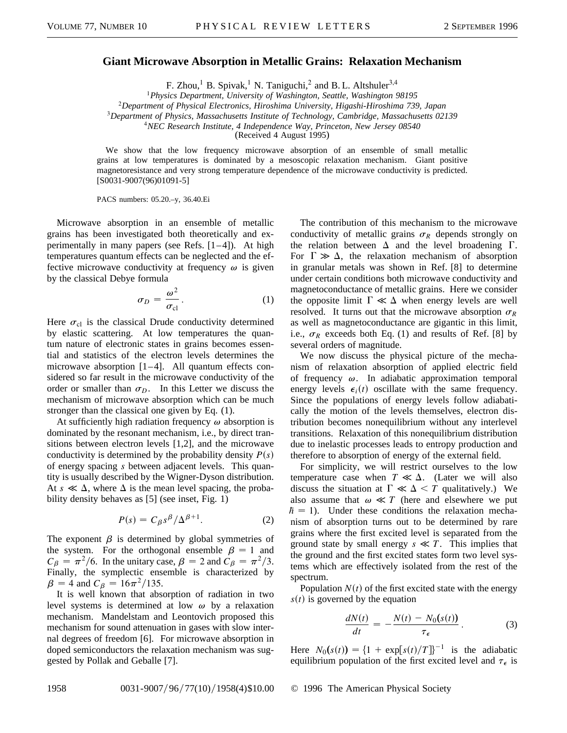# Giant Microwave Absorption in Metallic Grains: Relaxation Mechanism

F. Zhou,[1] B. Spivak,[1] N. Taniguchi,[2] and B. L. Altshuler[3,4]

[1]Physics Department, University of Washington, Seattle, Washington 98195
[2]Department of Physical Electronics, Hiroshima University, Higashi-Hiroshima 739, Japan
[3]Department of Physics, Massachusetts Institute of Technology, Cambridge, Massachusetts 02139
[4]NEC Research Institute, 4 Independence Way, Princeton, New Jersey 08540

(Received 4 August 1995)

We show that the low frequency microwave absorption of an ensemble of small metallic grains at low temperatures is dominated by a mesoscopic relaxation mechanism. Giant positive magnetoresistance and very strong temperature dependence of the microwave conductivity is predicted. [S0031-9007(96)01091-5]

PACS numbers: 05.20.–y, 36.40.Ei

Microwave absorption in an ensemble of metallic grains has been investigated both theoretically and experimentally in many papers (see Refs. [1–4]). At high temperatures quantum effects can be neglected and the effective microwave conductivity at frequency $\omega$ is given by the classical Debye formula

$$\sigma_D = \frac{\omega^2}{\sigma_{\rm cl}}. \tag{1}$$

Here $\sigma_{\rm cl}$ is the classical Drude conductivity determined by elastic scattering. At low temperatures the quantum nature of electronic states in grains becomes essential and statistics of the electron levels determines the microwave absorption [1–4]. All quantum effects considered so far result in the microwave conductivity of the order or smaller than $\sigma_D$. In this Letter we discuss the mechanism of microwave absorption which can be much stronger than the classical one given by Eq. (1).

At sufficiently high radiation frequency $\omega$ absorption is dominated by the resonant mechanism, i.e., by direct transitions between electron levels [1,2], and the microwave conductivity is determined by the probability density $P(s)$ of energy spacing $s$ between adjacent levels. This quantity is usually described by the Wigner-Dyson distribution. At $s \ll \Delta$, where $\Delta$ is the mean level spacing, the probability density behaves as [5] (see inset, Fig. 1)

$$P(s) = C_\beta s^\beta / \Delta^{\beta+1}. \tag{2}$$

The exponent $\beta$ is determined by global symmetries of the system. For the orthogonal ensemble $\beta = 1$ and $C_\beta = \pi^2/6$. In the unitary case, $\beta = 2$ and $C_\beta = \pi^2/3$. Finally, the symplectic ensemble is characterized by $\beta = 4$ and $C_\beta = 16\pi^2/135$.

It is well known that absorption of radiation in two level systems is determined at low $\omega$ by a relaxation mechanism. Mandelstam and Leontovich proposed this mechanism for sound attenuation in gases with slow internal degrees of freedom [6]. For microwave absorption in doped semiconductors the relaxation mechanism was suggested by Pollak and Geballe [7].

The contribution of this mechanism to the microwave conductivity of metallic grains $\sigma_R$ depends strongly on the relation between $\Delta$ and the level broadening $\Gamma$. For $\Gamma \gg \Delta$, the relaxation mechanism of absorption in granular metals was shown in Ref. [8] to determine under certain conditions both microwave conductivity and magnetoconductance of metallic grains. Here we consider the opposite limit $\Gamma \ll \Delta$ when energy levels are well resolved. It turns out that the microwave absorption $\sigma_R$ as well as magnetoconductance are gigantic in this limit, i.e., $\sigma_R$ exceeds both Eq. (1) and results of Ref. [8] by several orders of magnitude.

We now discuss the physical picture of the mechanism of relaxation absorption of applied electric field of frequency $\omega$. In adiabatic approximation temporal energy levels $\epsilon_i(t)$ oscillate with the same frequency. Since the populations of energy levels follow adiabatically the motion of the levels themselves, electron distribution becomes nonequilibrium without any interlevel transitions. Relaxation of this nonequilibrium distribution due to inelastic processes leads to entropy production and therefore to absorption of energy of the external field.

For simplicity, we will restrict ourselves to the low temperature case when $T \ll \Delta$. (Later we will also discuss the situation at $\Gamma \ll \Delta < T$ qualitatively.) We also assume that $\omega \ll T$ (here and elsewhere we put $\hbar = 1$). Under these conditions the relaxation mechanism of absorption turns out to be determined by rare grains where the first excited level is separated from the ground state by small energy $s \ll T$. This implies that the ground and the first excited states form two level systems which are effectively isolated from the rest of the spectrum.

Population $N(t)$ of the first excited state with the energy $s(t)$ is governed by the equation

$$\frac{dN(t)}{dt} = -\frac{N(t) - N_0(s(t))}{\tau_\epsilon}. \tag{3}$$

Here $N_0(s(t)) = \{1 + \exp[s(t)/T]\}^{-1}$ is the adiabatic equilibrium population of the first excited level and $\tau_\epsilon$ is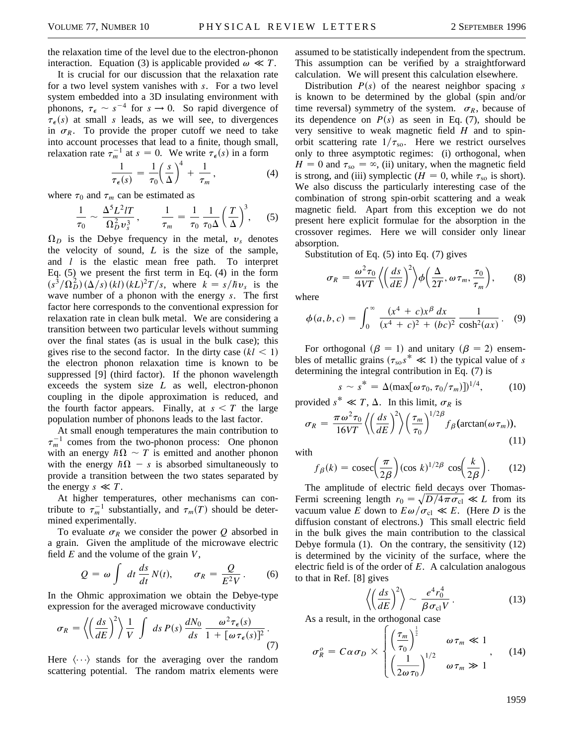the relaxation time of the level due to the electron-phonon interaction. Equation (3) is applicable provided $\omega \ll T$.

It is crucial for our discussion that the relaxation rate for a two level system vanishes with $s$. For a two level system embedded into a 3D insulating environment with phonons, $\tau_\epsilon \sim s^{-4}$ for $s \to 0$. So rapid divergence of $\tau_\epsilon(s)$ at small $s$ leads, as we will see, to divergences in $\sigma_R$. To provide the proper cutoff we need to take into account processes that lead to a finite, though small, relaxation rate $\tau_m^{-1}$ at $s = 0$. We write $\tau_\epsilon(s)$ in a form

$$\frac{1}{\tau_\epsilon(s)} = \frac{1}{\tau_0}\left(\frac{s}{\Delta}\right)^4 + \frac{1}{\tau_m}, \tag{4}$$

where $\tau_0$ and $\tau_m$ can be estimated as

$$\frac{1}{\tau_0} \sim \frac{\Delta^5 L^2 l T}{\Omega_D^2 v_s^3}, \qquad \frac{1}{\tau_m} = \frac{1}{\tau_0}\frac{1}{\tau_0 \Delta}\left(\frac{T}{\Delta}\right)^3, \tag{5}$$

$\Omega_D$ is the Debye frequency in the metal, $v_s$ denotes the velocity of sound, $L$ is the size of the sample, and $l$ is the elastic mean free path. To interpret Eq. (5) we present the first term in Eq. (4) in the form $(s^3/\Omega_D^2)(\Delta/s)(kl)(kL)^2 T/s$, where $k = s/\hbar v_s$ is the wave number of a phonon with the energy $s$. The first factor here corresponds to the conventional expression for relaxation rate in clean bulk metal. We are considering a transition between two particular levels without summing over the final states (as is usual in the bulk case); this gives rise to the second factor. In the dirty case ($kl < 1$) the electron phonon relaxation time is known to be suppressed [9] (third factor). If the phonon wavelength exceeds the system size $L$ as well, electron-phonon coupling in the dipole approximation is reduced, and the fourth factor appears. Finally, at $s < T$ the large population number of phonons leads to the last factor.

At small enough temperatures the main contribution to $\tau_m^{-1}$ comes from the two-phonon process: One phonon with an energy $\hbar\Omega \sim T$ is emitted and another phonon with the energy $\hbar\Omega - s$ is absorbed simultaneously to provide a transition between the two states separated by the energy $s \ll T$.

At higher temperatures, other mechanisms can contribute to $\tau_m^{-1}$ substantially, and $\tau_m(T)$ should be determined experimentally.

To evaluate $\sigma_R$ we consider the power $Q$ absorbed in a grain. Given the amplitude of the microwave electric field $E$ and the volume of the grain $V$,

$$Q = \omega \int dt \frac{ds}{dt} N(t), \qquad \sigma_R = \frac{Q}{E^2 V}. \tag{6}$$

In the Ohmic approximation we obtain the Debye-type expression for the averaged microwave conductivity

$$\sigma_R = \left\langle\left(\frac{ds}{dE}\right)^2\right\rangle \frac{1}{V}\int ds\, P(s)\frac{dN_0}{ds}\frac{\omega^2 \tau_\epsilon(s)}{1 + [\omega\tau_\epsilon(s)]^2}. \tag{7}$$

Here $\langle\cdots\rangle$ stands for the averaging over the random scattering potential. The random matrix elements were assumed to be statistically independent from the spectrum. This assumption can be verified by a straightforward calculation. We will present this calculation elsewhere.

Distribution $P(s)$ of the nearest neighbor spacing $s$ is known to be determined by the global (spin and/or time reversal) symmetry of the system. $\sigma_R$, because of its dependence on $P(s)$ as seen in Eq. (7), should be very sensitive to weak magnetic field $H$ and to spin-orbit scattering rate $1/\tau_{so}$. Here we restrict ourselves only to three asymptotic regimes: (i) orthogonal, when $H = 0$ and $\tau_{so} = \infty$, (ii) unitary, when the magnetic field is strong, and (iii) symplectic ($H = 0$, while $\tau_{so}$ is short). We also discuss the particularly interesting case of the combination of strong spin-orbit scattering and a weak magnetic field. Apart from this exception we do not present here explicit formulae for the absorption in the crossover regimes. Here we will consider only linear absorption.

Substitution of Eq. (5) into Eq. (7) gives

$$\sigma_R = \frac{\omega^2\tau_0}{4VT}\left\langle\left(\frac{ds}{dE}\right)^2\right\rangle \phi\left(\frac{\Delta}{2T}, \omega\tau_m, \frac{\tau_0}{\tau_m}\right), \tag{8}$$

where

$$\phi(a,b,c) = \int_0^\infty \frac{(x^4 + c)x^\beta\, dx}{(x^4 + c)^2 + (bc)^2}\frac{1}{\cosh^2(ax)}. \tag{9}$$

For orthogonal ($\beta = 1$) and unitary ($\beta = 2$) ensembles of metallic grains ($\tau_{so}s^* \ll 1$) the typical value of $s$ determining the integral contribution in Eq. (7) is

$$s \sim s^* = \Delta(\max[\omega\tau_0, \tau_0/\tau_m])^{1/4}, \tag{10}$$

provided $s^* \ll T, \Delta$. In this limit, $\sigma_R$ is

$$\sigma_R = \frac{\pi\omega^2\tau_0}{16VT}\left\langle\left(\frac{ds}{dE}\right)^2\right\rangle\left(\frac{\tau_m}{\tau_0}\right)^{1/2\beta} f_\beta(\arctan(\omega\tau_m)), \tag{11}$$

with

$$f_\beta(k) = \operatorname{cosec}\left(\frac{\pi}{2\beta}\right)(\cos k)^{1/2\beta}\cos\left(\frac{k}{2\beta}\right). \tag{12}$$

The amplitude of electric field decays over Thomas-Fermi screening length $r_0 = \sqrt{D/4\pi\sigma_{cl}} \ll L$ from its vacuum value $E$ down to $E\omega/\sigma_{cl} \ll E$. (Here $D$ is the diffusion constant of electrons.) This small electric field in the bulk gives the main contribution to the classical Debye formula (1). On the contrary, the sensitivity (12) is determined by the vicinity of the surface, where the electric field is of the order of $E$. A calculation analogous to that in Ref. [8] gives

$$\left\langle\left(\frac{ds}{dE}\right)^2\right\rangle \sim \frac{e^4 r_0^4}{\beta\sigma_{cl} V}. \tag{13}$$

As a result, in the orthogonal case

$$\sigma_R^o = C\alpha\sigma_D \times \begin{cases} \left(\dfrac{\tau_m}{\tau_0}\right)^{\frac{1}{2}} & \omega\tau_m \ll 1 \\ \left(\dfrac{1}{2\omega\tau_0}\right)^{1/2} & \omega\tau_m \gg 1 \end{cases}, \tag{14}$$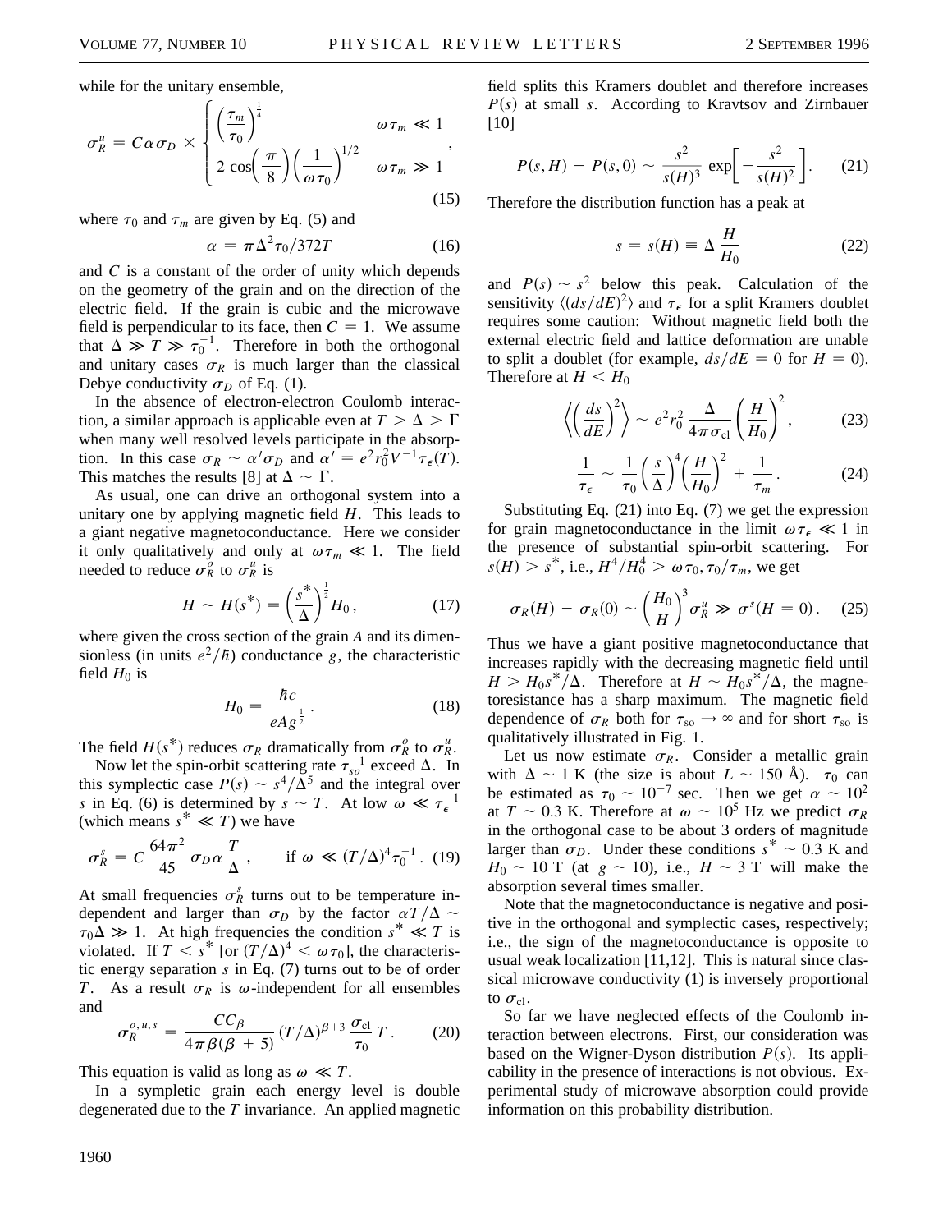while for the unitary ensemble,

$$\sigma_R^u = C\alpha\sigma_D \times \begin{cases} \left(\frac{\tau_m}{\tau_0}\right)^{\frac{1}{4}} & \omega\tau_m \ll 1 \\ 2\cos\left(\frac{\pi}{8}\right)\left(\frac{1}{\omega\tau_0}\right)^{1/2} & \omega\tau_m \gg 1 \end{cases}, \tag{15}$$

where $\tau_0$ and $\tau_m$ are given by Eq. (5) and

$$\alpha = \pi\Delta^2\tau_0/372T \tag{16}$$

and $C$ is a constant of the order of unity which depends on the geometry of the grain and on the direction of the electric field. If the grain is cubic and the microwave field is perpendicular to its face, then $C = 1$. We assume that $\Delta \gg T \gg \tau_0^{-1}$. Therefore in both the orthogonal and unitary cases $\sigma_R$ is much larger than the classical Debye conductivity $\sigma_D$ of Eq. (1).

In the absence of electron-electron Coulomb interaction, a similar approach is applicable even at $T > \Delta > \Gamma$ when many well resolved levels participate in the absorption. In this case $\sigma_R \sim \alpha'\sigma_D$ and $\alpha' = e^2r_0^2V^{-1}\tau_\epsilon(T)$. This matches the results [8] at $\Delta \sim \Gamma$.

As usual, one can drive an orthogonal system into a unitary one by applying magnetic field $H$. This leads to a giant negative magnetoconductance. Here we consider it only qualitatively and only at $\omega\tau_m \ll 1$. The field needed to reduce $\sigma_R^o$ to $\sigma_R^u$ is

$$H \sim H(s^*) = \left(\frac{s^*}{\Delta}\right)^{\frac{1}{2}} H_0, \tag{17}$$

where given the cross section of the grain $A$ and its dimensionless (in units $e^2/\hbar$) conductance $g$, the characteristic field $H_0$ is

$$H_0 = \frac{\hbar c}{eAg^{\frac{1}{2}}}. \tag{18}$$

The field $H(s^*)$ reduces $\sigma_R$ dramatically from $\sigma_R^o$ to $\sigma_R^u$.

Now let the spin-orbit scattering rate $\tau_{so}^{-1}$ exceed $\Delta$. In this symplectic case $P(s) \sim s^4/\Delta^5$ and the integral over $s$ in Eq. (6) is determined by $s \sim T$. At low $\omega \ll \tau_\epsilon^{-1}$ (which means $s^* \ll T$) we have

$$\sigma_R^s = C\,\frac{64\pi^2}{45}\,\sigma_D\alpha\,\frac{T}{\Delta}, \qquad \text{if } \omega \ll (T/\Delta)^4\tau_0^{-1}. \tag{19}$$

At small frequencies $\sigma_R^s$ turns out to be temperature independent and larger than $\sigma_D$ by the factor $\alpha T/\Delta \sim \tau_0\Delta \gg 1$. At high frequencies the condition $s^* \ll T$ is violated. If $T < s^*$ [or $(T/\Delta)^4 < \omega\tau_0$], the characteristic energy separation $s$ in Eq. (7) turns out to be of order $T$. As a result $\sigma_R$ is $\omega$-independent for all ensembles and

$$\sigma_R^{o,u,s} = \frac{CC_\beta}{4\pi\beta(\beta+5)}\,(T/\Delta)^{\beta+3}\,\frac{\sigma_{\text{cl}}}{\tau_0}\,T. \tag{20}$$

This equation is valid as long as $\omega \ll T$.

In a sympletic grain each energy level is double degenerated due to the $T$ invariance. An applied magnetic field splits this Kramers doublet and therefore increases $P(s)$ at small $s$. According to Kravtsov and Zirnbauer [10]

$$P(s,H) - P(s,0) \sim \frac{s^2}{s(H)^3}\,\exp\left[-\frac{s^2}{s(H)^2}\right]. \tag{21}$$

Therefore the distribution function has a peak at

$$s = s(H) \equiv \Delta\,\frac{H}{H_0} \tag{22}$$

and $P(s) \sim s^2$ below this peak. Calculation of the sensitivity $\langle(ds/dE)^2\rangle$ and $\tau_\epsilon$ for a split Kramers doublet requires some caution: Without magnetic field both the external electric field and lattice deformation are unable to split a doublet (for example, $ds/dE = 0$ for $H = 0$). Therefore at $H < H_0$

$$\left\langle\left(\frac{ds}{dE}\right)^2\right\rangle \sim e^2r_0^2\,\frac{\Delta}{4\pi\sigma_{\text{cl}}}\left(\frac{H}{H_0}\right)^2, \tag{23}$$

$$\frac{1}{\tau_\epsilon} \sim \frac{1}{\tau_0}\left(\frac{s}{\Delta}\right)^4\left(\frac{H}{H_0}\right)^2 + \frac{1}{\tau_m}. \tag{24}$$

Substituting Eq. (21) into Eq. (7) we get the expression for grain magnetoconductance in the limit $\omega\tau_\epsilon \ll 1$ in the presence of substantial spin-orbit scattering. For $s(H) > s^*$, i.e., $H^4/H_0^4 > \omega\tau_0, \tau_0/\tau_m$, we get

$$\sigma_R(H) - \sigma_R(0) \sim \left(\frac{H_0}{H}\right)^3\sigma_R^u \gg \sigma^s(H=0). \tag{25}$$

Thus we have a giant positive magnetoconductance that increases rapidly with the decreasing magnetic field until $H > H_0s^*/\Delta$. Therefore at $H \sim H_0s^*/\Delta$, the magnetoresistance has a sharp maximum. The magnetic field dependence of $\sigma_R$ both for $\tau_{\text{so}} \to \infty$ and for short $\tau_{\text{so}}$ is qualitatively illustrated in Fig. 1.

Let us now estimate $\sigma_R$. Consider a metallic grain with $\Delta \sim 1$ K (the size is about $L \sim 150$ Å). $\tau_0$ can be estimated as $\tau_0 \sim 10^{-7}$ sec. Then we get $\alpha \sim 10^2$ at $T \sim 0.3$ K. Therefore at $\omega \sim 10^5$ Hz we predict $\sigma_R$ in the orthogonal case to be about 3 orders of magnitude larger than $\sigma_D$. Under these conditions $s^* \sim 0.3$ K and $H_0 \sim 10$ T (at $g \sim 10$), i.e., $H \sim 3$ T will make the absorption several times smaller.

Note that the magnetoconductance is negative and positive in the orthogonal and symplectic cases, respectively; i.e., the sign of the magnetoconductance is opposite to usual weak localization [11,12]. This is natural since classical microwave conductivity (1) is inversely proportional to $\sigma_{\text{cl}}$.

So far we have neglected effects of the Coulomb interaction between electrons. First, our consideration was based on the Wigner-Dyson distribution $P(s)$. Its applicability in the presence of interactions is not obvious. Experimental study of microwave absorption could provide information on this probability distribution.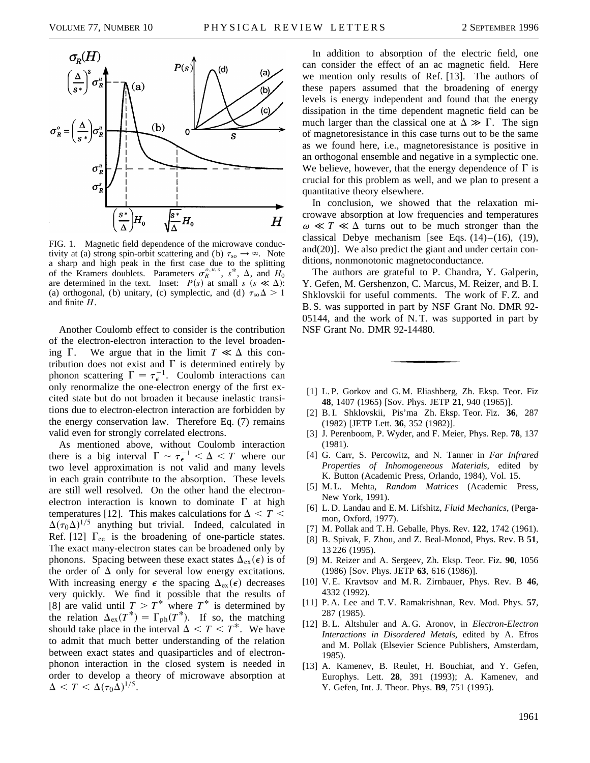$\sigma_R(H)$

$\left(\frac{\Delta}{s*}\right)^3 \sigma_R^u$

(a)

$\sigma_R^o = \left(\frac{\Delta}{s*}\right)\sigma_R^u$

(b)

$\sigma_R^u$

$\sigma_R^s$

$\left(\frac{s*}{\Delta}\right)H_0$

$\sqrt{\frac{s*}{\Delta}}H_0$

$H$

$P(s)$

(d)

(a)

(b)

(c)

0

$s$

FIG. 1. Magnetic field dependence of the microwave conductivity at (a) strong spin-orbit scattering and (b) $\tau_{so} \to \infty$. Note a sharp and high peak in the first case due to the splitting of the Kramers doublets. Parameters $\sigma_R^{o,u,s}$, $s^*$, $\Delta$, and $H_0$ are determined in the text. Inset: $P(s)$ at small $s$ ($s \ll \Delta$): (a) orthogonal, (b) unitary, (c) symplectic, and (d) $\tau_{so}\Delta > 1$ and finite $H$.

Another Coulomb effect to consider is the contribution of the electron-electron interaction to the level broadening $\Gamma$. We argue that in the limit $T \ll \Delta$ this contribution does not exist and $\Gamma$ is determined entirely by phonon scattering $\Gamma = \tau_\epsilon^{-1}$. Coulomb interactions can only renormalize the one-electron energy of the first excited state but do not broaden it because inelastic transitions due to electron-electron interaction are forbidden by the energy conservation law. Therefore Eq. (7) remains valid even for strongly correlated electrons.

As mentioned above, without Coulomb interaction there is a big interval $\Gamma \sim \tau_\epsilon^{-1} < \Delta < T$ where our two level approximation is not valid and many levels in each grain contribute to the absorption. These levels are still well resolved. On the other hand the electron-electron interaction is known to dominate $\Gamma$ at high temperatures [12]. This makes calculations for $\Delta < T < \Delta(\tau_0\Delta)^{1/5}$ anything but trivial. Indeed, calculated in Ref. [12] $\Gamma_{ee}$ is the broadening of one-particle states. The exact many-electron states can be broadened only by phonons. Spacing between these exact states $\Delta_{ex}(\epsilon)$ is of the order of $\Delta$ only for several low energy excitations. With increasing energy $\epsilon$ the spacing $\Delta_{ex}(\epsilon)$ decreases very quickly. We find it possible that the results of [8] are valid until $T > T^*$ where $T^*$ is determined by the relation $\Delta_{ex}(T^*) = \Gamma_{ph}(T^*)$. If so, the matching should take place in the interval $\Delta < T < T^*$. We have to admit that much better understanding of the relation between exact states and quasiparticles and of electron-phonon interaction in the closed system is needed in order to develop a theory of microwave absorption at $\Delta < T < \Delta(\tau_0\Delta)^{1/5}$.

In addition to absorption of the electric field, one can consider the effect of an ac magnetic field. Here we mention only results of Ref. [13]. The authors of these papers assumed that the broadening of energy levels is energy independent and found that the energy dissipation in the time dependent magnetic field can be much larger than the classical one at $\Delta \gg \Gamma$. The sign of magnetoresistance in this case turns out to be the same as we found here, i.e., magnetoresistance is positive in an orthogonal ensemble and negative in a symplectic one. We believe, however, that the energy dependence of $\Gamma$ is crucial for this problem as well, and we plan to present a quantitative theory elsewhere.

In conclusion, we showed that the relaxation microwave absorption at low frequencies and temperatures $\omega \ll T \ll \Delta$ turns out to be much stronger than the classical Debye mechanism [see Eqs. (14)–(16), (19), and(20)]. We also predict the giant and under certain conditions, nonmonotonic magnetoconductance.

The authors are grateful to P. Chandra, Y. Galperin, Y. Gefen, M. Gershenzon, C. Marcus, M. Reizer, and B. I. Shklovskii for useful comments. The work of F. Z. and B. S. was supported in part by NSF Grant No. DMR 92-05144, and the work of N. T. was supported in part by NSF Grant No. DMR 92-14480.

---

[1] L. P. Gorkov and G. M. Eliashberg, Zh. Eksp. Teor. Fiz **48**, 1407 (1965) [Sov. Phys. JETP **21**, 940 (1965)].

[2] B. I. Shklovskii, Pis'ma Zh. Eksp. Teor. Fiz. **36**, 287 (1982) [JETP Lett. **36**, 352 (1982)].

[3] J. Perenboom, P. Wyder, and F. Meier, Phys. Rep. **78**, 137 (1981).

[4] G. Carr, S. Percowitz, and N. Tanner in *Far Infrared Properties of Inhomogeneous Materials*, edited by K. Button (Academic Press, Orlando, 1984), Vol. 15.

[5] M. L. Mehta, *Random Matrices* (Academic Press, New York, 1991).

[6] L. D. Landau and E. M. Lifshitz, *Fluid Mechanics*, (Pergamon, Oxford, 1977).

[7] M. Pollak and T. H. Geballe, Phys. Rev. **122**, 1742 (1961).

[8] B. Spivak, F. Zhou, and Z. Beal-Monod, Phys. Rev. B **51**, 13 226 (1995).

[9] M. Reizer and A. Sergeev, Zh. Eksp. Teor. Fiz. **90**, 1056 (1986) [Sov. Phys. JETP **63**, 616 (1986)].

[10] V. E. Kravtsov and M. R. Zirnbauer, Phys. Rev. B **46**, 4332 (1992).

[11] P. A. Lee and T. V. Ramakrishnan, Rev. Mod. Phys. **57**, 287 (1985).

[12] B. L. Altshuler and A. G. Aronov, in *Electron-Electron Interactions in Disordered Metals*, edited by A. Efros and M. Pollak (Elsevier Science Publishers, Amsterdam, 1985).

[13] A. Kamenev, B. Reulet, H. Bouchiat, and Y. Gefen, Europhys. Lett. **28**, 391 (1993); A. Kamenev, and Y. Gefen, Int. J. Theor. Phys. **B9**, 751 (1995).